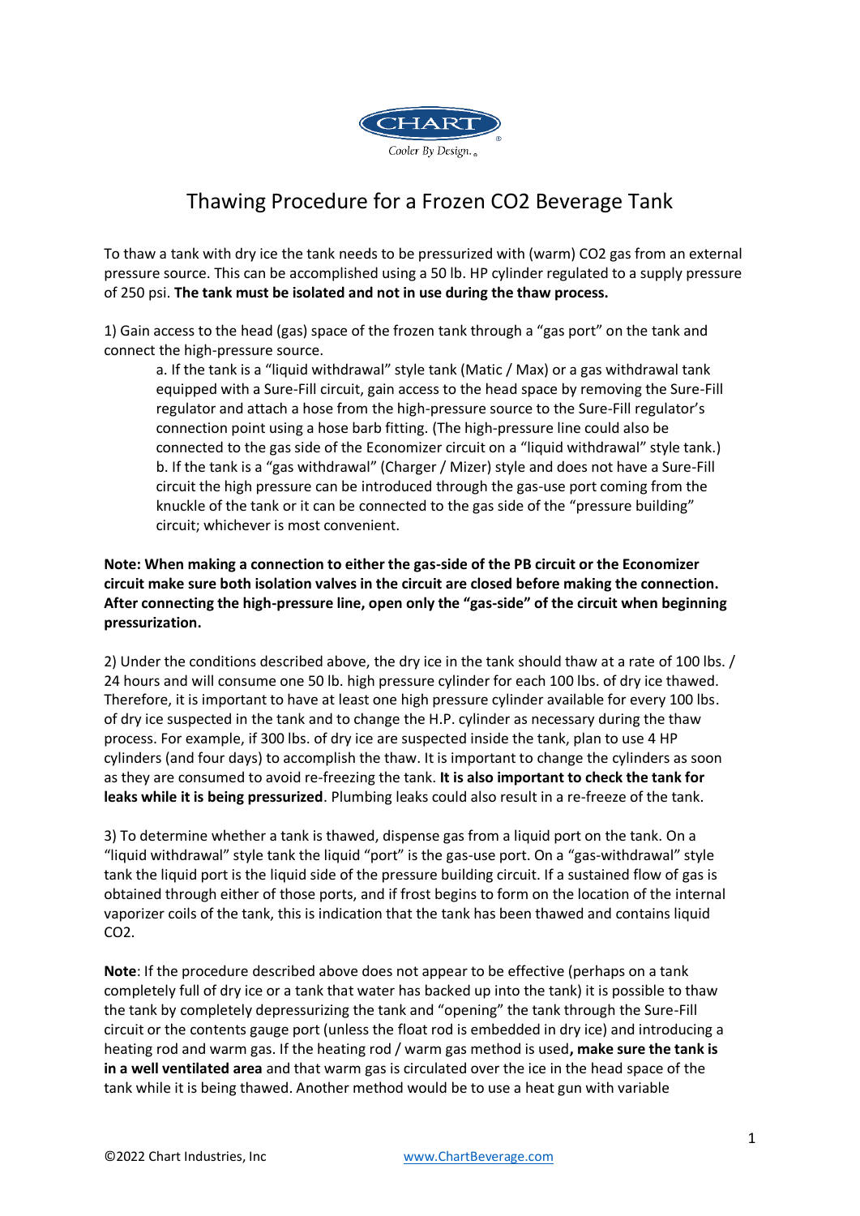CHART

Cooler By Design.

# Thawing Procedure for a Frozen $CO_2$ Beverage Tank

To thaw a tank with dry ice the tank needs to be pressurized with (warm) $CO_2$ gas from an external pressure source. This can be accomplished using a 50 lb. HP cylinder regulated to a supply pressure of 250 psi. **The tank must be isolated and not in use during the thaw process.**

1) Gain access to the head (gas) space of the frozen tank through a "gas port" on the tank and connect the high-pressure source.

   a. If the tank is a "liquid withdrawal" style tank (Matic / Max) or a gas withdrawal tank equipped with a Sure-Fill circuit, gain access to the head space by removing the Sure-Fill regulator and attach a hose from the high-pressure source to the Sure-Fill regulator's connection point using a hose barb fitting. (The high-pressure line could also be connected to the gas side of the Economizer circuit on a "liquid withdrawal" style tank.)

   b. If the tank is a "gas withdrawal" (Charger / Mizer) style and does not have a Sure-Fill circuit the high pressure can be introduced through the gas-use port coming from the knuckle of the tank or it can be connected to the gas side of the "pressure building" circuit; whichever is most convenient.

**Note: When making a connection to either the gas-side of the PB circuit or the Economizer circuit make sure both isolation valves in the circuit are closed before making the connection. After connecting the high-pressure line, open only the "gas-side" of the circuit when beginning pressurization.**

2) Under the conditions described above, the dry ice in the tank should thaw at a rate of 100 lbs. / 24 hours and will consume one 50 lb. high pressure cylinder for each 100 lbs. of dry ice thawed. Therefore, it is important to have at least one high pressure cylinder available for every 100 lbs. of dry ice suspected in the tank and to change the H.P. cylinder as necessary during the thaw process. For example, if 300 lbs. of dry ice are suspected inside the tank, plan to use 4 HP cylinders (and four days) to accomplish the thaw. It is important to change the cylinders as soon as they are consumed to avoid re-freezing the tank. **It is also important to check the tank for leaks while it is being pressurized**. Plumbing leaks could also result in a re-freeze of the tank.

3) To determine whether a tank is thawed, dispense gas from a liquid port on the tank. On a "liquid withdrawal" style tank the liquid "port" is the gas-use port. On a "gas-withdrawal" style tank the liquid port is the liquid side of the pressure building circuit. If a sustained flow of gas is obtained through either of those ports, and if frost begins to form on the location of the internal vaporizer coils of the tank, this is indication that the tank has been thawed and contains liquid $CO_2$.

**Note**: If the procedure described above does not appear to be effective (perhaps on a tank completely full of dry ice or a tank that water has backed up into the tank) it is possible to thaw the tank by completely depressurizing the tank and "opening" the tank through the Sure-Fill circuit or the contents gauge port (unless the float rod is embedded in dry ice) and introducing a heating rod and warm gas. If the heating rod / warm gas method is used**, make sure the tank is in a well ventilated area** and that warm gas is circulated over the ice in the head space of the tank while it is being thawed. Another method would be to use a heat gun with variable

©2022 Chart Industries, Inc www.ChartBeverage.com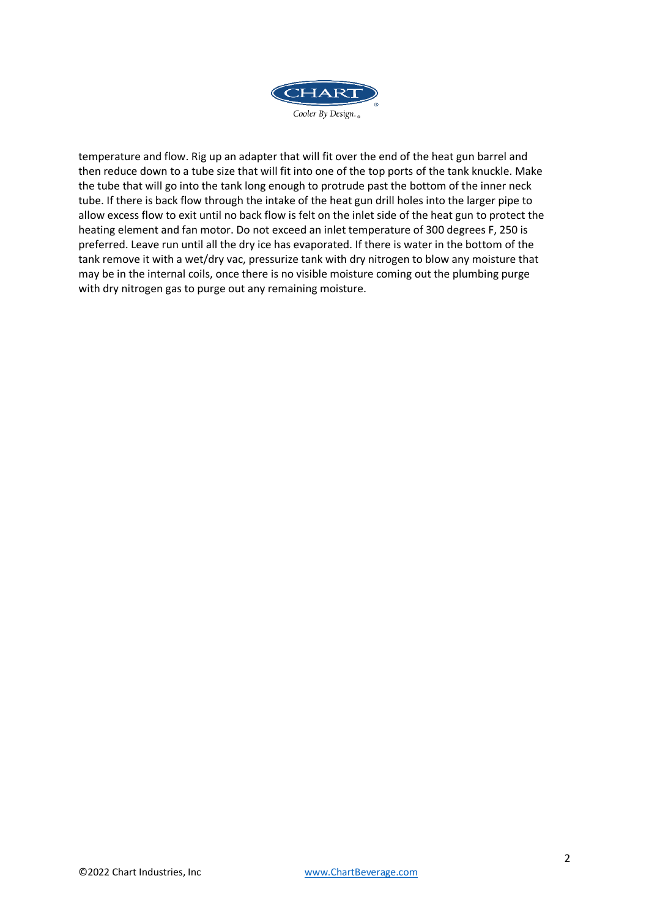temperature and flow. Rig up an adapter that will fit over the end of the heat gun barrel and then reduce down to a tube size that will fit into one of the top ports of the tank knuckle. Make the tube that will go into the tank long enough to protrude past the bottom of the inner neck tube. If there is back flow through the intake of the heat gun drill holes into the larger pipe to allow excess flow to exit until no back flow is felt on the inlet side of the heat gun to protect the heating element and fan motor. Do not exceed an inlet temperature of 300 degrees F, 250 is preferred. Leave run until all the dry ice has evaporated. If there is water in the bottom of the tank remove it with a wet/dry vac, pressurize tank with dry nitrogen to blow any moisture that may be in the internal coils, once there is no visible moisture coming out the plumbing purge with dry nitrogen gas to purge out any remaining moisture.